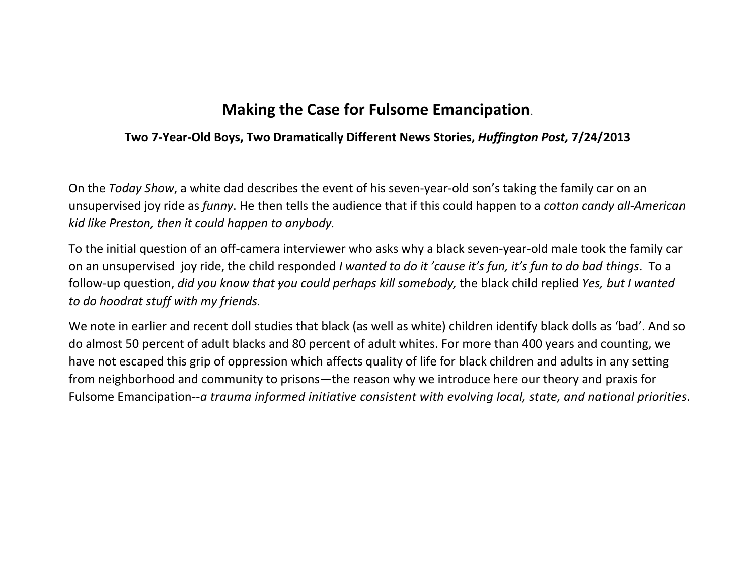# **Making the Case for Fulsome Emancipation**.

### Two 7-Year-Old Boys, Two Dramatically Different News Stories, *Huffington Post,* 7/24/2013

On the *Today Show*, a white dad describes the event of his seven-year-old son's taking the family car on an unsupervised joy ride as *funny*. He then tells the audience that if this could happen to a *cotton candy all-American kid like Preston, then it could happen to anybody.*

To the initial question of an off-camera interviewer who asks why a black seven-year-old male took the family car on an unsupervised joy ride, the child responded *I wanted to do it 'cause it's fun, it's fun to do bad things*. To a follow-up question, *did you know that you could perhaps kill somebody,* the black child replied *Yes, but I wanted to do hoodrat stuff with my friends.*

We note in earlier and recent doll studies that black (as well as white) children identify black dolls as 'bad'. And so do almost 50 percent of adult blacks and 80 percent of adult whites. For more than 400 years and counting, we have not escaped this grip of oppression which affects quality of life for black children and adults in any setting from neighborhood and community to prisons—the reason why we introduce here our theory and praxis for Fulsome Emancipation--*a trauma informed initiative consistent with evolving local, state, and national priorities*.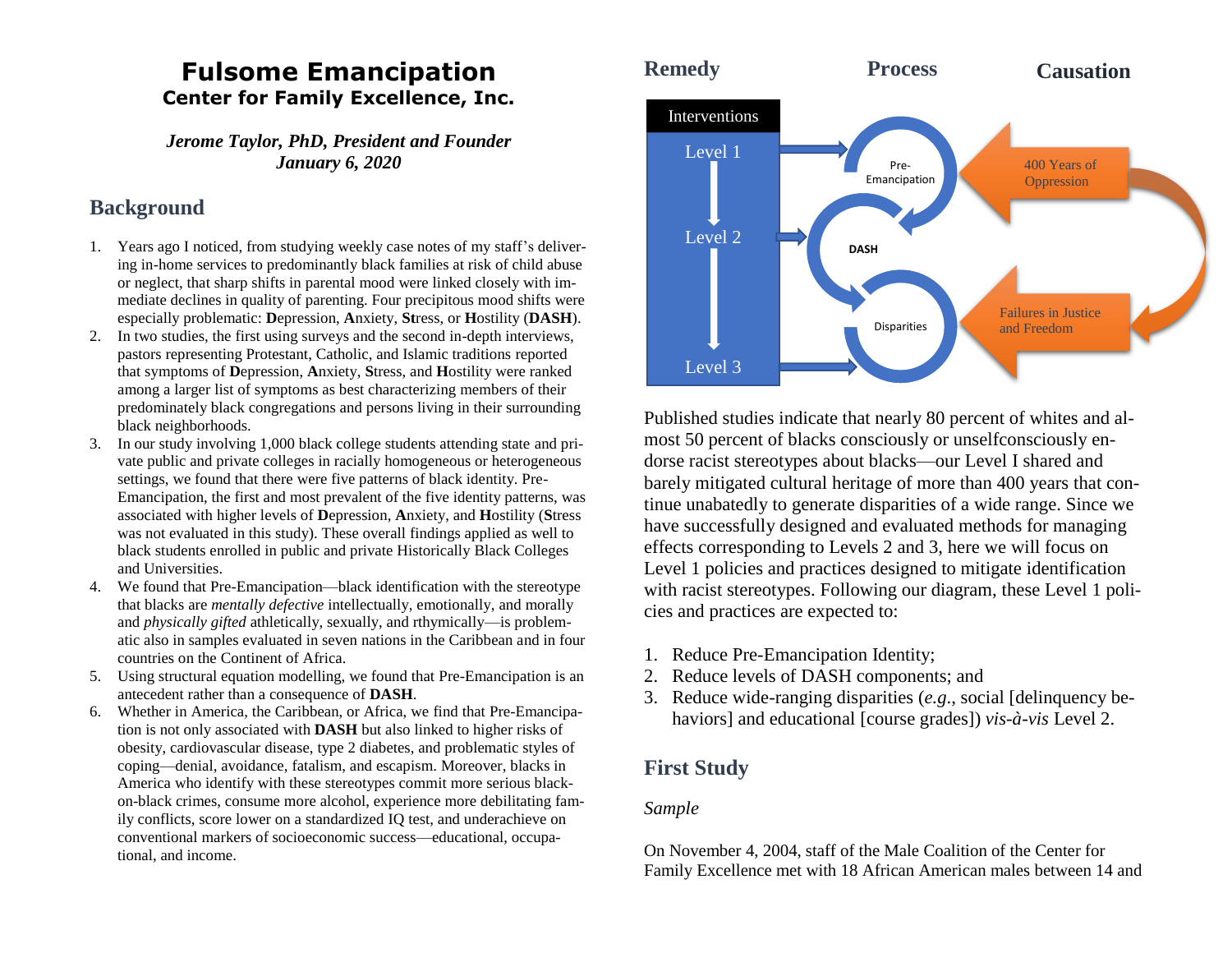# Fulsome Emancipation

**Center for Family Excellence, Inc.**

***Jerome Taylor, PhD, President and Founder***
***January 6, 2020***

## Background

1. Years ago I noticed, from studying weekly case notes of my staff's delivering in-home services to predominantly black families at risk of child abuse or neglect, that sharp shifts in parental mood were linked closely with immediate declines in quality of parenting. Four precipitous mood shifts were especially problematic: **D**epression, **A**nxiety, **S**tress, or **H**ostility (**DASH**).
2. In two studies, the first using surveys and the second in-depth interviews, pastors representing Protestant, Catholic, and Islamic traditions reported that symptoms of **D**epression, **A**nxiety, **S**tress, and **H**ostility were ranked among a larger list of symptoms as best characterizing members of their predominately black congregations and persons living in their surrounding black neighborhoods.
3. In our study involving 1,000 black college students attending state and private public and private colleges in racially homogeneous or heterogeneous settings, we found that there were five patterns of black identity. Pre-Emancipation, the first and most prevalent of the five identity patterns, was associated with higher levels of **D**epression, **A**nxiety, and **H**ostility (**S**tress was not evaluated in this study). These overall findings applied as well to black students enrolled in public and private Historically Black Colleges and Universities.
4. We found that Pre-Emancipation—black identification with the stereotype that blacks are *mentally defective* intellectually, emotionally, and morally and *physically gifted* athletically, sexually, and rthymically—is problematic also in samples evaluated in seven nations in the Caribbean and in four countries on the Continent of Africa.
5. Using structural equation modelling, we found that Pre-Emancipation is an antecedent rather than a consequence of **DASH**.
6. Whether in America, the Caribbean, or Africa, we find that Pre-Emancipation is not only associated with **DASH** but also linked to higher risks of obesity, cardiovascular disease, type 2 diabetes, and problematic styles of coping—denial, avoidance, fatalism, and escapism. Moreover, blacks in America who identify with these stereotypes commit more serious black-on-black crimes, consume more alcohol, experience more debilitating family conflicts, score lower on a standardized IQ test, and underachieve on conventional markers of socioeconomic success—educational, occupational, and income.

**Remedy** | **Process** | **Causation**

Interventions: Level 1 → Level 2 → Level 3

Pre-Emancipation → DASH → Disparities

400 Years of Oppression → Failures in Justice and Freedom

Published studies indicate that nearly 80 percent of whites and almost 50 percent of blacks consciously or unselfconsciously endorse racist stereotypes about blacks—our Level I shared and barely mitigated cultural heritage of more than 400 years that continue unabatedly to generate disparities of a wide range. Since we have successfully designed and evaluated methods for managing effects corresponding to Levels 2 and 3, here we will focus on Level 1 policies and practices designed to mitigate identification with racist stereotypes. Following our diagram, these Level 1 policies and practices are expected to:

1. Reduce Pre-Emancipation Identity;
2. Reduce levels of DASH components; and
3. Reduce wide-ranging disparities (*e.g*., social [delinquency behaviors] and educational [course grades]) *vis-à-vis* Level 2.

## First Study

*Sample*

On November 4, 2004, staff of the Male Coalition of the Center for Family Excellence met with 18 African American males between 14 and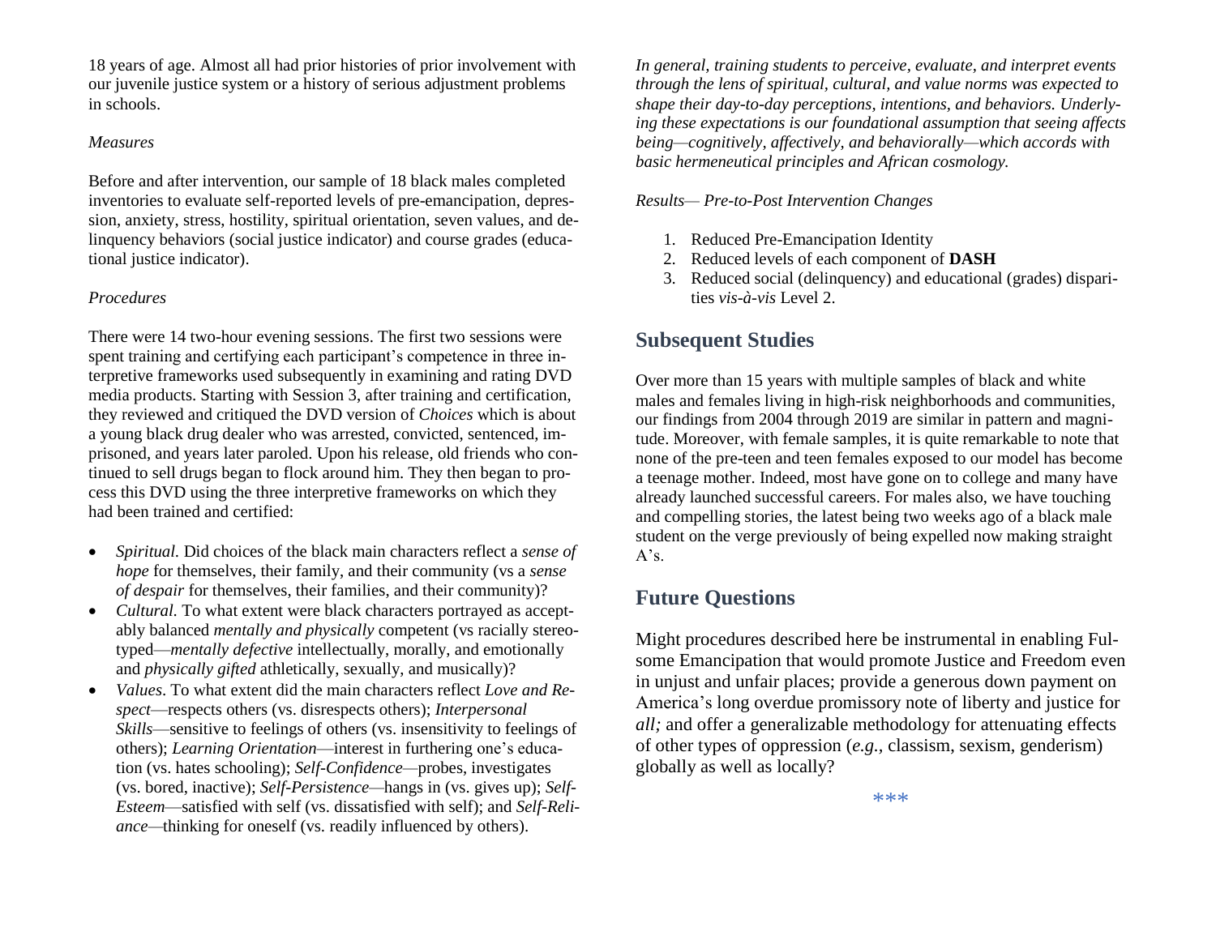18 years of age. Almost all had prior histories of prior involvement with our juvenile justice system or a history of serious adjustment problems in schools.

*Measures*

Before and after intervention, our sample of 18 black males completed inventories to evaluate self-reported levels of pre-emancipation, depression, anxiety, stress, hostility, spiritual orientation, seven values, and delinquency behaviors (social justice indicator) and course grades (educational justice indicator).

*Procedures*

There were 14 two-hour evening sessions. The first two sessions were spent training and certifying each participant's competence in three interpretive frameworks used subsequently in examining and rating DVD media products. Starting with Session 3, after training and certification, they reviewed and critiqued the DVD version of *Choices* which is about a young black drug dealer who was arrested, convicted, sentenced, imprisoned, and years later paroled. Upon his release, old friends who continued to sell drugs began to flock around him. They then began to process this DVD using the three interpretive frameworks on which they had been trained and certified:

- *Spiritual.* Did choices of the black main characters reflect a *sense of hope* for themselves, their family, and their community (vs a *sense of despair* for themselves, their families, and their community)?
- *Cultural.* To what extent were black characters portrayed as acceptably balanced *mentally and physically* competent (vs racially stereotyped—*mentally defective* intellectually, morally, and emotionally and *physically gifted* athletically, sexually, and musically)?
- *Values*. To what extent did the main characters reflect *Love and Respect*—respects others (vs. disrespects others); *Interpersonal Skills*—sensitive to feelings of others (vs. insensitivity to feelings of others); *Learning Orientation*—interest in furthering one's education (vs. hates schooling); *Self-Confidence*—probes, investigates (vs. bored, inactive); *Self-Persistence*—hangs in (vs. gives up); *Self-Esteem*—satisfied with self (vs. dissatisfied with self); and *Self-Reliance*—thinking for oneself (vs. readily influenced by others).

*In general, training students to perceive, evaluate, and interpret events through the lens of spiritual, cultural, and value norms was expected to shape their day-to-day perceptions, intentions, and behaviors. Underlying these expectations is our foundational assumption that seeing affects being—cognitively, affectively, and behaviorally—which accords with basic hermeneutical principles and African cosmology.*

*Results— Pre-to-Post Intervention Changes*

1. Reduced Pre-Emancipation Identity
2. Reduced levels of each component of **DASH**
3. Reduced social (delinquency) and educational (grades) disparities *vis-à-vis* Level 2.

## Subsequent Studies

Over more than 15 years with multiple samples of black and white males and females living in high-risk neighborhoods and communities, our findings from 2004 through 2019 are similar in pattern and magnitude. Moreover, with female samples, it is quite remarkable to note that none of the pre-teen and teen females exposed to our model has become a teenage mother. Indeed, most have gone on to college and many have already launched successful careers. For males also, we have touching and compelling stories, the latest being two weeks ago of a black male student on the verge previously of being expelled now making straight A's.

## Future Questions

Might procedures described here be instrumental in enabling Fulsome Emancipation that would promote Justice and Freedom even in unjust and unfair places; provide a generous down payment on America's long overdue promissory note of liberty and justice for *all;* and offer a generalizable methodology for attenuating effects of other types of oppression (*e.g.,* classism, sexism, genderism) globally as well as locally?

***